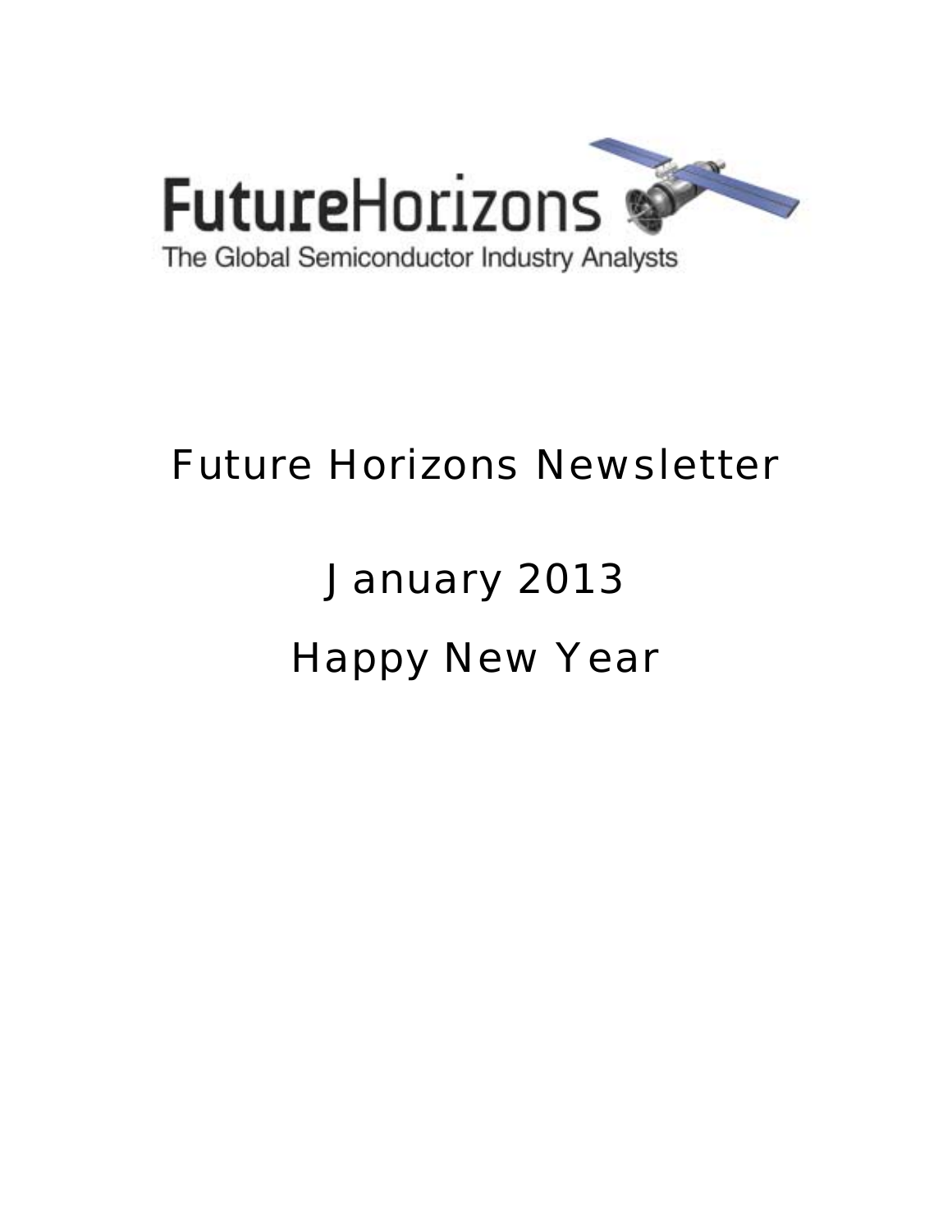FutureHorizons

The Global Semiconductor Industry Analysts

# Future Horizons Newsletter

## January 2013

## Happy New Year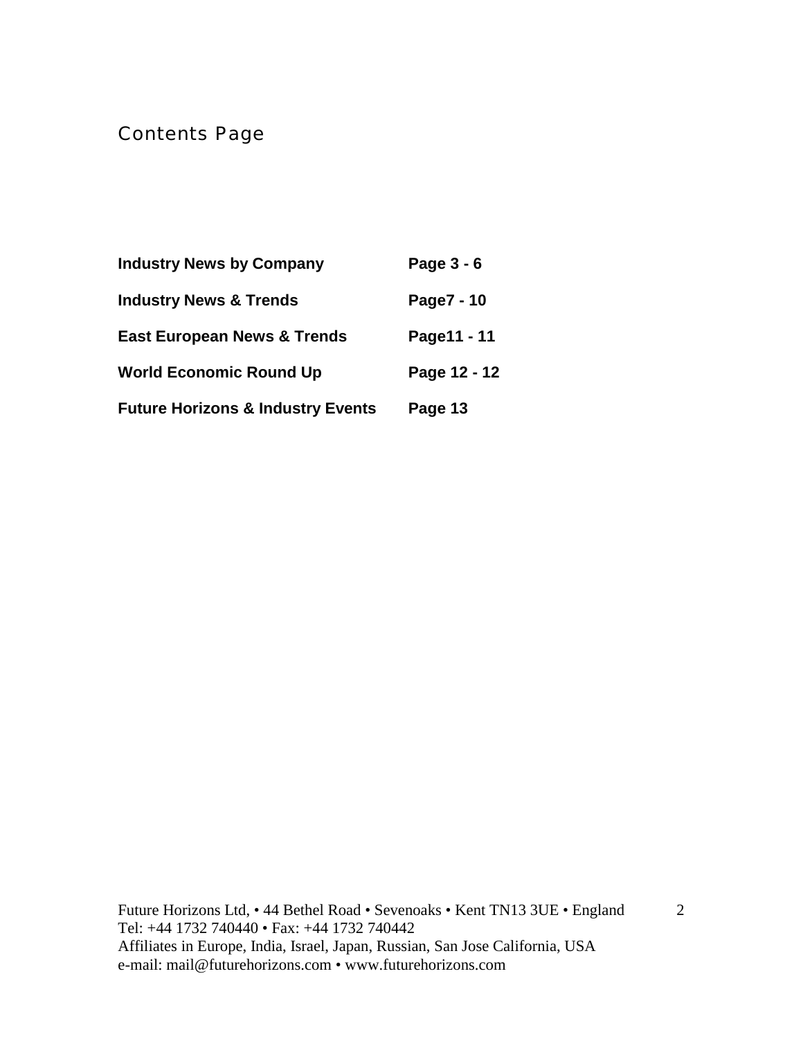# Contents Page

| | |
|---|---|
| **Industry News by Company** | **Page 3 - 6** |
| **Industry News & Trends** | **Page7 - 10** |
| **East European News & Trends** | **Page11 - 11** |
| **World Economic Round Up** | **Page 12 - 12** |
| **Future Horizons & Industry Events** | **Page 13** |

Future Horizons Ltd, • 44 Bethel Road • Sevenoaks • Kent TN13 3UE • England
Tel: +44 1732 740440 • Fax: +44 1732 740442
Affiliates in Europe, India, Israel, Japan, Russian, San Jose California, USA
e-mail: mail@futurehorizons.com • www.futurehorizons.com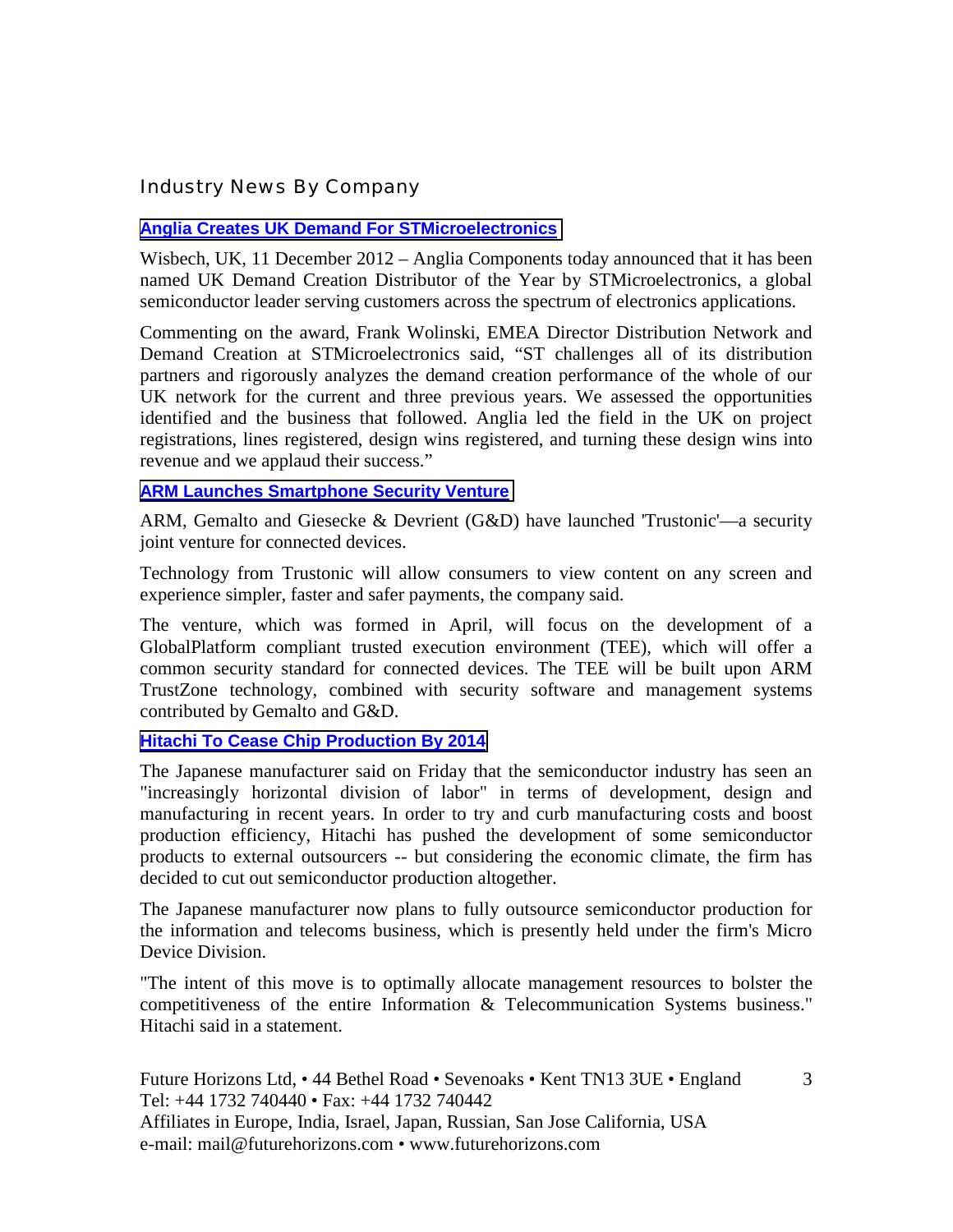## Industry News By Company

### Anglia Creates UK Demand For STMicroelectronics

Wisbech, UK, 11 December 2012 – Anglia Components today announced that it has been named UK Demand Creation Distributor of the Year by STMicroelectronics, a global semiconductor leader serving customers across the spectrum of electronics applications.

Commenting on the award, Frank Wolinski, EMEA Director Distribution Network and Demand Creation at STMicroelectronics said, "ST challenges all of its distribution partners and rigorously analyzes the demand creation performance of the whole of our UK network for the current and three previous years. We assessed the opportunities identified and the business that followed. Anglia led the field in the UK on project registrations, lines registered, design wins registered, and turning these design wins into revenue and we applaud their success."

### ARM Launches Smartphone Security Venture

ARM, Gemalto and Giesecke & Devrient (G&D) have launched 'Trustonic'—a security joint venture for connected devices.

Technology from Trustonic will allow consumers to view content on any screen and experience simpler, faster and safer payments, the company said.

The venture, which was formed in April, will focus on the development of a GlobalPlatform compliant trusted execution environment (TEE), which will offer a common security standard for connected devices. The TEE will be built upon ARM TrustZone technology, combined with security software and management systems contributed by Gemalto and G&D.

### Hitachi To Cease Chip Production By 2014

The Japanese manufacturer said on Friday that the semiconductor industry has seen an "increasingly horizontal division of labor" in terms of development, design and manufacturing in recent years. In order to try and curb manufacturing costs and boost production efficiency, Hitachi has pushed the development of some semiconductor products to external outsourcers -- but considering the economic climate, the firm has decided to cut out semiconductor production altogether.

The Japanese manufacturer now plans to fully outsource semiconductor production for the information and telecoms business, which is presently held under the firm's Micro Device Division.

"The intent of this move is to optimally allocate management resources to bolster the competitiveness of the entire Information & Telecommunication Systems business." Hitachi said in a statement.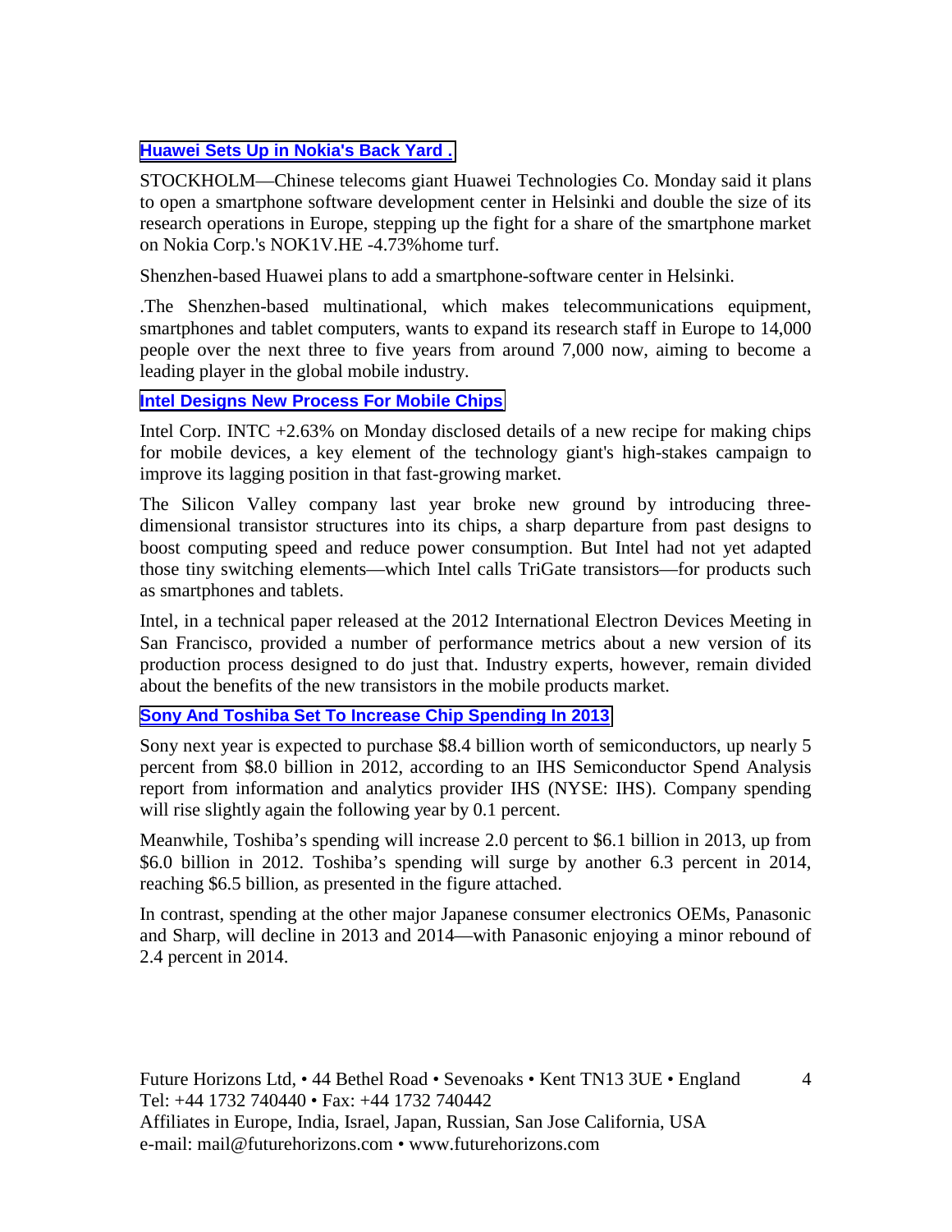### Huawei Sets Up in Nokia's Back Yard .

STOCKHOLM—Chinese telecoms giant Huawei Technologies Co. Monday said it plans to open a smartphone software development center in Helsinki and double the size of its research operations in Europe, stepping up the fight for a share of the smartphone market on Nokia Corp.'s NOK1V.HE -4.73%home turf.

Shenzhen-based Huawei plans to add a smartphone-software center in Helsinki.

.The Shenzhen-based multinational, which makes telecommunications equipment, smartphones and tablet computers, wants to expand its research staff in Europe to 14,000 people over the next three to five years from around 7,000 now, aiming to become a leading player in the global mobile industry.

### Intel Designs New Process For Mobile Chips

Intel Corp. INTC +2.63% on Monday disclosed details of a new recipe for making chips for mobile devices, a key element of the technology giant's high-stakes campaign to improve its lagging position in that fast-growing market.

The Silicon Valley company last year broke new ground by introducing three-dimensional transistor structures into its chips, a sharp departure from past designs to boost computing speed and reduce power consumption. But Intel had not yet adapted those tiny switching elements—which Intel calls TriGate transistors—for products such as smartphones and tablets.

Intel, in a technical paper released at the 2012 International Electron Devices Meeting in San Francisco, provided a number of performance metrics about a new version of its production process designed to do just that. Industry experts, however, remain divided about the benefits of the new transistors in the mobile products market.

### Sony And Toshiba Set To Increase Chip Spending In 2013

Sony next year is expected to purchase $8.4 billion worth of semiconductors, up nearly 5 percent from $8.0 billion in 2012, according to an IHS Semiconductor Spend Analysis report from information and analytics provider IHS (NYSE: IHS). Company spending will rise slightly again the following year by 0.1 percent.

Meanwhile, Toshiba's spending will increase 2.0 percent to $6.1 billion in 2013, up from $6.0 billion in 2012. Toshiba's spending will surge by another 6.3 percent in 2014, reaching $6.5 billion, as presented in the figure attached.

In contrast, spending at the other major Japanese consumer electronics OEMs, Panasonic and Sharp, will decline in 2013 and 2014—with Panasonic enjoying a minor rebound of 2.4 percent in 2014.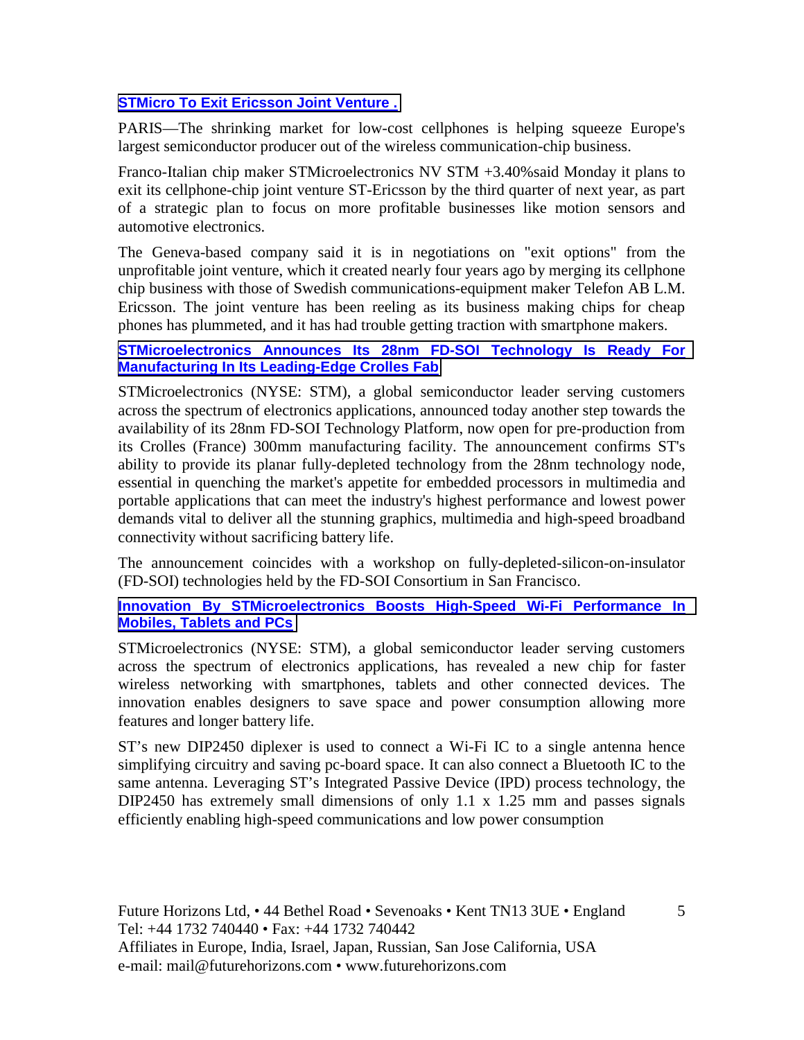**[STMicro To Exit Ericsson Joint Venture .]**

PARIS—The shrinking market for low-cost cellphones is helping squeeze Europe's largest semiconductor producer out of the wireless communication-chip business.

Franco-Italian chip maker STMicroelectronics NV STM +3.40%said Monday it plans to exit its cellphone-chip joint venture ST-Ericsson by the third quarter of next year, as part of a strategic plan to focus on more profitable businesses like motion sensors and automotive electronics.

The Geneva-based company said it is in negotiations on "exit options" from the unprofitable joint venture, which it created nearly four years ago by merging its cellphone chip business with those of Swedish communications-equipment maker Telefon AB L.M. Ericsson. The joint venture has been reeling as its business making chips for cheap phones has plummeted, and it has had trouble getting traction with smartphone makers.

**[STMicroelectronics Announces Its 28nm FD-SOI Technology Is Ready For Manufacturing In Its Leading-Edge Crolles Fab]**

STMicroelectronics (NYSE: STM), a global semiconductor leader serving customers across the spectrum of electronics applications, announced today another step towards the availability of its 28nm FD-SOI Technology Platform, now open for pre-production from its Crolles (France) 300mm manufacturing facility. The announcement confirms ST's ability to provide its planar fully-depleted technology from the 28nm technology node, essential in quenching the market's appetite for embedded processors in multimedia and portable applications that can meet the industry's highest performance and lowest power demands vital to deliver all the stunning graphics, multimedia and high-speed broadband connectivity without sacrificing battery life.

The announcement coincides with a workshop on fully-depleted-silicon-on-insulator (FD-SOI) technologies held by the FD-SOI Consortium in San Francisco.

**[Innovation By STMicroelectronics Boosts High-Speed Wi-Fi Performance In Mobiles, Tablets and PCs]**

STMicroelectronics (NYSE: STM), a global semiconductor leader serving customers across the spectrum of electronics applications, has revealed a new chip for faster wireless networking with smartphones, tablets and other connected devices. The innovation enables designers to save space and power consumption allowing more features and longer battery life.

ST's new DIP2450 diplexer is used to connect a Wi-Fi IC to a single antenna hence simplifying circuitry and saving pc-board space. It can also connect a Bluetooth IC to the same antenna. Leveraging ST's Integrated Passive Device (IPD) process technology, the DIP2450 has extremely small dimensions of only 1.1 x 1.25 mm and passes signals efficiently enabling high-speed communications and low power consumption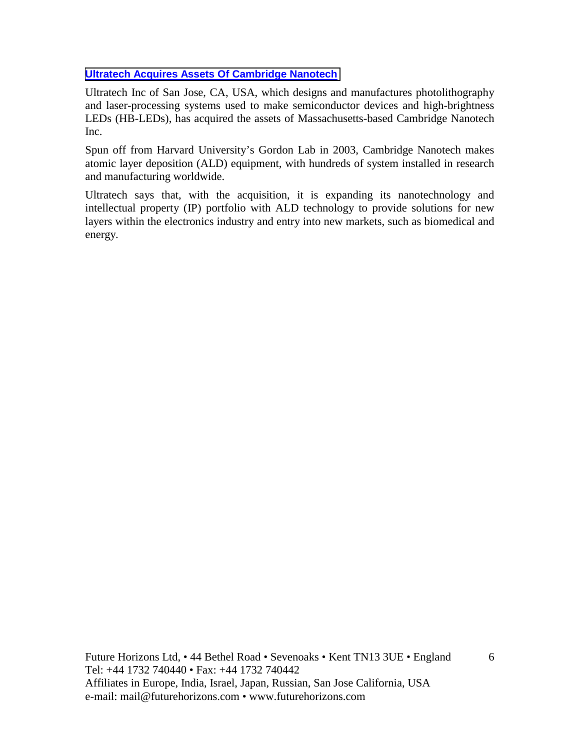## Ultratech Acquires Assets Of Cambridge Nanotech

Ultratech Inc of San Jose, CA, USA, which designs and manufactures photolithography and laser-processing systems used to make semiconductor devices and high-brightness LEDs (HB-LEDs), has acquired the assets of Massachusetts-based Cambridge Nanotech Inc.

Spun off from Harvard University's Gordon Lab in 2003, Cambridge Nanotech makes atomic layer deposition (ALD) equipment, with hundreds of system installed in research and manufacturing worldwide.

Ultratech says that, with the acquisition, it is expanding its nanotechnology and intellectual property (IP) portfolio with ALD technology to provide solutions for new layers within the electronics industry and entry into new markets, such as biomedical and energy.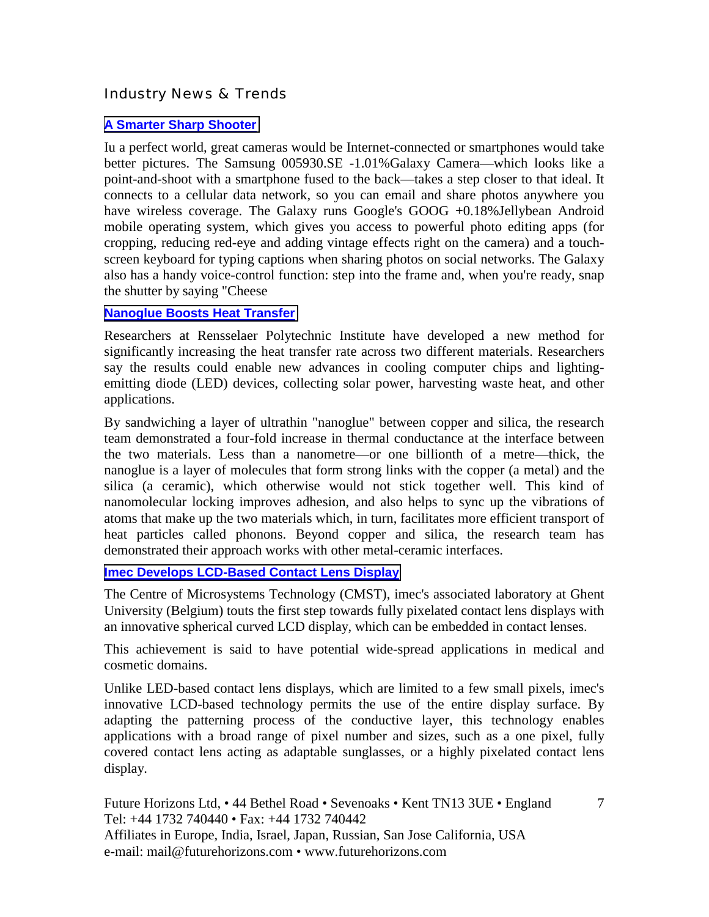## Industry News & Trends

### A Smarter Sharp Shooter

Iu a perfect world, great cameras would be Internet-connected or smartphones would take better pictures. The Samsung 005930.SE -1.01%Galaxy Camera—which looks like a point-and-shoot with a smartphone fused to the back—takes a step closer to that ideal. It connects to a cellular data network, so you can email and share photos anywhere you have wireless coverage. The Galaxy runs Google's GOOG +0.18%Jellybean Android mobile operating system, which gives you access to powerful photo editing apps (for cropping, reducing red-eye and adding vintage effects right on the camera) and a touch-screen keyboard for typing captions when sharing photos on social networks. The Galaxy also has a handy voice-control function: step into the frame and, when you're ready, snap the shutter by saying "Cheese

### Nanoglue Boosts Heat Transfer

Researchers at Rensselaer Polytechnic Institute have developed a new method for significantly increasing the heat transfer rate across two different materials. Researchers say the results could enable new advances in cooling computer chips and lighting-emitting diode (LED) devices, collecting solar power, harvesting waste heat, and other applications.

By sandwiching a layer of ultrathin "nanoglue" between copper and silica, the research team demonstrated a four-fold increase in thermal conductance at the interface between the two materials. Less than a nanometre—or one billionth of a metre—thick, the nanoglue is a layer of molecules that form strong links with the copper (a metal) and the silica (a ceramic), which otherwise would not stick together well. This kind of nanomolecular locking improves adhesion, and also helps to sync up the vibrations of atoms that make up the two materials which, in turn, facilitates more efficient transport of heat particles called phonons. Beyond copper and silica, the research team has demonstrated their approach works with other metal-ceramic interfaces.

### Imec Develops LCD-Based Contact Lens Display

The Centre of Microsystems Technology (CMST), imec's associated laboratory at Ghent University (Belgium) touts the first step towards fully pixelated contact lens displays with an innovative spherical curved LCD display, which can be embedded in contact lenses.

This achievement is said to have potential wide-spread applications in medical and cosmetic domains.

Unlike LED-based contact lens displays, which are limited to a few small pixels, imec's innovative LCD-based technology permits the use of the entire display surface. By adapting the patterning process of the conductive layer, this technology enables applications with a broad range of pixel number and sizes, such as a one pixel, fully covered contact lens acting as adaptable sunglasses, or a highly pixelated contact lens display.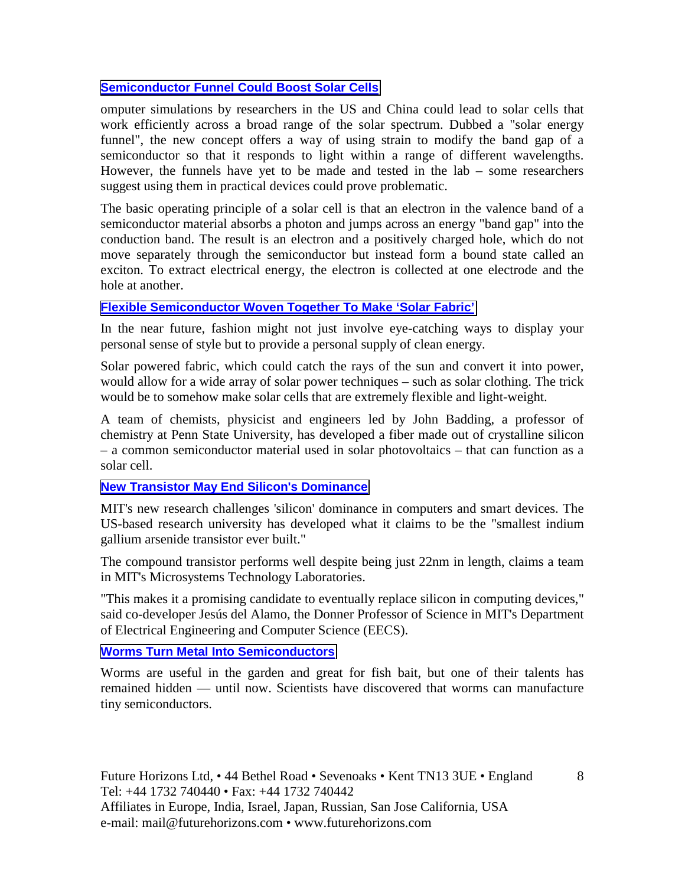### [Semiconductor Funnel Could Boost Solar Cells]

omputer simulations by researchers in the US and China could lead to solar cells that work efficiently across a broad range of the solar spectrum. Dubbed a "solar energy funnel", the new concept offers a way of using strain to modify the band gap of a semiconductor so that it responds to light within a range of different wavelengths. However, the funnels have yet to be made and tested in the lab – some researchers suggest using them in practical devices could prove problematic.

The basic operating principle of a solar cell is that an electron in the valence band of a semiconductor material absorbs a photon and jumps across an energy "band gap" into the conduction band. The result is an electron and a positively charged hole, which do not move separately through the semiconductor but instead form a bound state called an exciton. To extract electrical energy, the electron is collected at one electrode and the hole at another.

### [Flexible Semiconductor Woven Together To Make 'Solar Fabric']

In the near future, fashion might not just involve eye-catching ways to display your personal sense of style but to provide a personal supply of clean energy.

Solar powered fabric, which could catch the rays of the sun and convert it into power, would allow for a wide array of solar power techniques – such as solar clothing. The trick would be to somehow make solar cells that are extremely flexible and light-weight.

A team of chemists, physicist and engineers led by John Badding, a professor of chemistry at Penn State University, has developed a fiber made out of crystalline silicon – a common semiconductor material used in solar photovoltaics – that can function as a solar cell.

### [New Transistor May End Silicon's Dominance]

MIT's new research challenges 'silicon' dominance in computers and smart devices. The US-based research university has developed what it claims to be the "smallest indium gallium arsenide transistor ever built."

The compound transistor performs well despite being just 22nm in length, claims a team in MIT's Microsystems Technology Laboratories.

"This makes it a promising candidate to eventually replace silicon in computing devices," said co-developer Jesús del Alamo, the Donner Professor of Science in MIT's Department of Electrical Engineering and Computer Science (EECS).

### [Worms Turn Metal Into Semiconductors]

Worms are useful in the garden and great for fish bait, but one of their talents has remained hidden — until now. Scientists have discovered that worms can manufacture tiny semiconductors.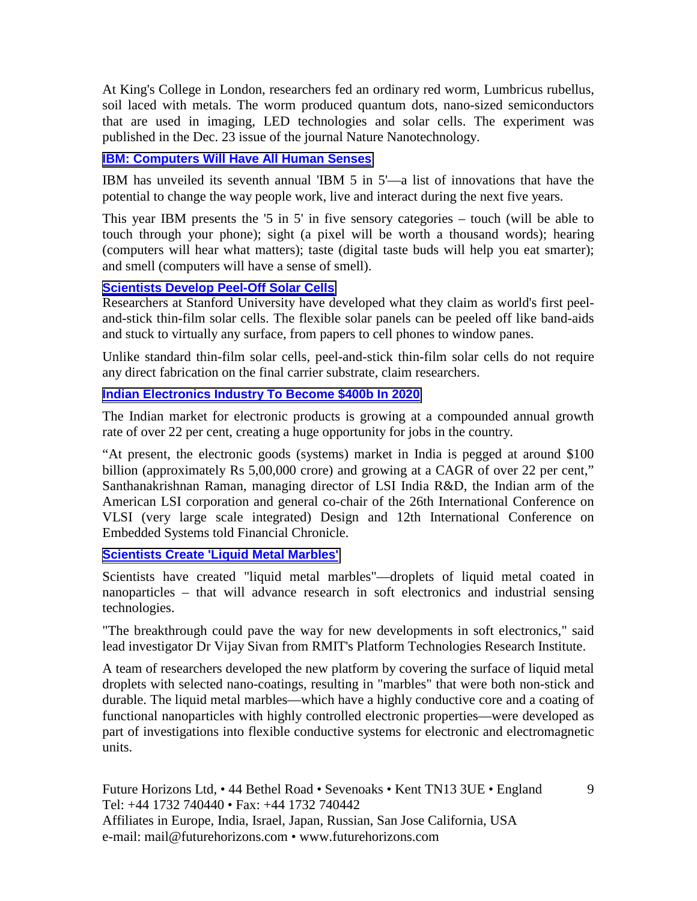At King's College in London, researchers fed an ordinary red worm, Lumbricus rubellus, soil laced with metals. The worm produced quantum dots, nano-sized semiconductors that are used in imaging, LED technologies and solar cells. The experiment was published in the Dec. 23 issue of the journal Nature Nanotechnology.

### IBM: Computers Will Have All Human Senses

IBM has unveiled its seventh annual 'IBM 5 in 5'—a list of innovations that have the potential to change the way people work, live and interact during the next five years.

This year IBM presents the '5 in 5' in five sensory categories – touch (will be able to touch through your phone); sight (a pixel will be worth a thousand words); hearing (computers will hear what matters); taste (digital taste buds will help you eat smarter); and smell (computers will have a sense of smell).

### Scientists Develop Peel-Off Solar Cells

Researchers at Stanford University have developed what they claim as world's first peel-and-stick thin-film solar cells. The flexible solar panels can be peeled off like band-aids and stuck to virtually any surface, from papers to cell phones to window panes.

Unlike standard thin-film solar cells, peel-and-stick thin-film solar cells do not require any direct fabrication on the final carrier substrate, claim researchers.

### Indian Electronics Industry To Become $400b In 2020

The Indian market for electronic products is growing at a compounded annual growth rate of over 22 per cent, creating a huge opportunity for jobs in the country.

"At present, the electronic goods (systems) market in India is pegged at around $100 billion (approximately Rs 5,00,000 crore) and growing at a CAGR of over 22 per cent," Santhanakrishnan Raman, managing director of LSI India R&D, the Indian arm of the American LSI corporation and general co-chair of the 26th International Conference on VLSI (very large scale integrated) Design and 12th International Conference on Embedded Systems told Financial Chronicle.

### Scientists Create 'Liquid Metal Marbles'

Scientists have created "liquid metal marbles"—droplets of liquid metal coated in nanoparticles – that will advance research in soft electronics and industrial sensing technologies.

"The breakthrough could pave the way for new developments in soft electronics," said lead investigator Dr Vijay Sivan from RMIT's Platform Technologies Research Institute.

A team of researchers developed the new platform by covering the surface of liquid metal droplets with selected nano-coatings, resulting in "marbles" that were both non-stick and durable. The liquid metal marbles—which have a highly conductive core and a coating of functional nanoparticles with highly controlled electronic properties—were developed as part of investigations into flexible conductive systems for electronic and electromagnetic units.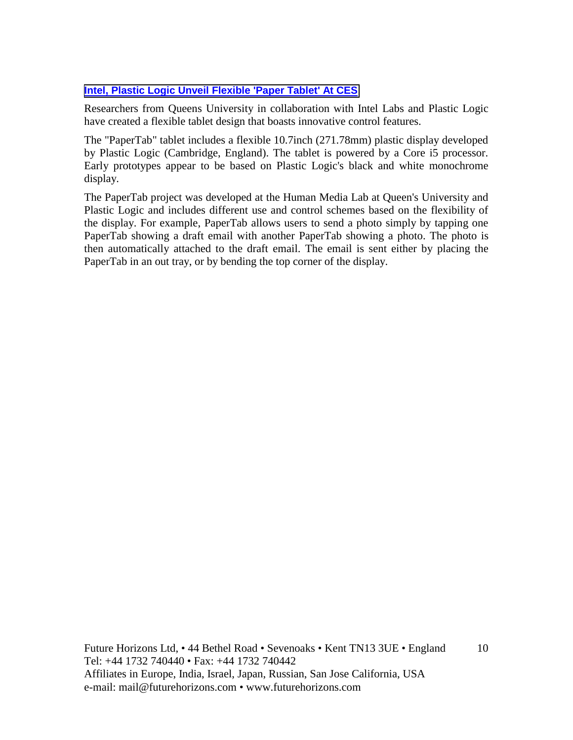### Intel, Plastic Logic Unveil Flexible 'Paper Tablet' At CES

Researchers from Queens University in collaboration with Intel Labs and Plastic Logic have created a flexible tablet design that boasts innovative control features.

The "PaperTab" tablet includes a flexible 10.7inch (271.78mm) plastic display developed by Plastic Logic (Cambridge, England). The tablet is powered by a Core i5 processor. Early prototypes appear to be based on Plastic Logic's black and white monochrome display.

The PaperTab project was developed at the Human Media Lab at Queen's University and Plastic Logic and includes different use and control schemes based on the flexibility of the display. For example, PaperTab allows users to send a photo simply by tapping one PaperTab showing a draft email with another PaperTab showing a photo. The photo is then automatically attached to the draft email. The email is sent either by placing the PaperTab in an out tray, or by bending the top corner of the display.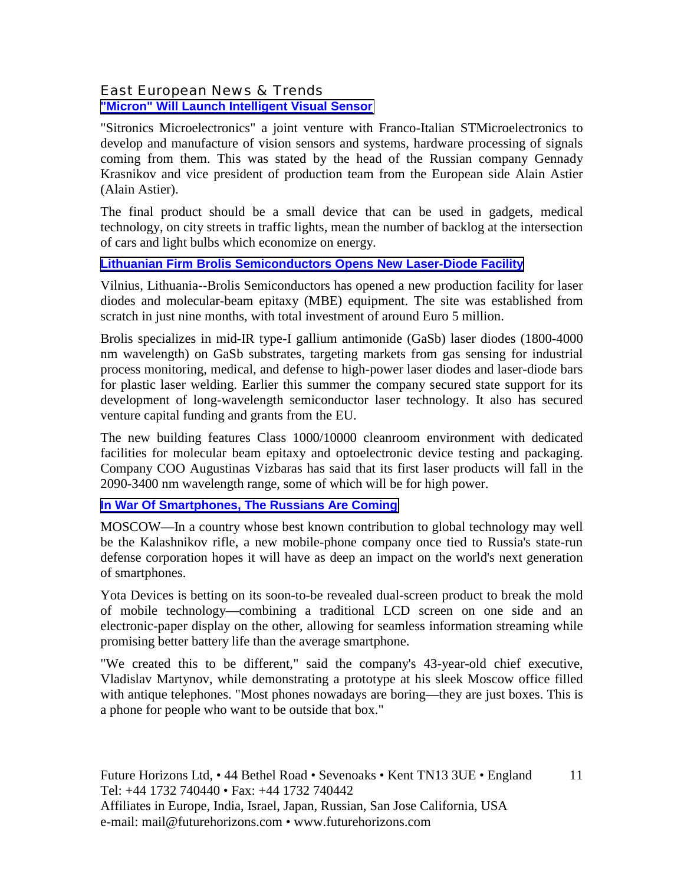## East European News & Trends

### "Micron" Will Launch Intelligent Visual Sensor

"Sitronics Microelectronics" a joint venture with Franco-Italian STMicroelectronics to develop and manufacture of vision sensors and systems, hardware processing of signals coming from them. This was stated by the head of the Russian company Gennady Krasnikov and vice president of production team from the European side Alain Astier (Alain Astier).

The final product should be a small device that can be used in gadgets, medical technology, on city streets in traffic lights, mean the number of backlog at the intersection of cars and light bulbs which economize on energy.

### Lithuanian Firm Brolis Semiconductors Opens New Laser-Diode Facility

Vilnius, Lithuania--Brolis Semiconductors has opened a new production facility for laser diodes and molecular-beam epitaxy (MBE) equipment. The site was established from scratch in just nine months, with total investment of around Euro 5 million.

Brolis specializes in mid-IR type-I gallium antimonide (GaSb) laser diodes (1800-4000 nm wavelength) on GaSb substrates, targeting markets from gas sensing for industrial process monitoring, medical, and defense to high-power laser diodes and laser-diode bars for plastic laser welding. Earlier this summer the company secured state support for its development of long-wavelength semiconductor laser technology. It also has secured venture capital funding and grants from the EU.

The new building features Class 1000/10000 cleanroom environment with dedicated facilities for molecular beam epitaxy and optoelectronic device testing and packaging. Company COO Augustinas Vizbaras has said that its first laser products will fall in the 2090-3400 nm wavelength range, some of which will be for high power.

### In War Of Smartphones, The Russians Are Coming

MOSCOW—In a country whose best known contribution to global technology may well be the Kalashnikov rifle, a new mobile-phone company once tied to Russia's state-run defense corporation hopes it will have as deep an impact on the world's next generation of smartphones.

Yota Devices is betting on its soon-to-be revealed dual-screen product to break the mold of mobile technology—combining a traditional LCD screen on one side and an electronic-paper display on the other, allowing for seamless information streaming while promising better battery life than the average smartphone.

"We created this to be different," said the company's 43-year-old chief executive, Vladislav Martynov, while demonstrating a prototype at his sleek Moscow office filled with antique telephones. "Most phones nowadays are boring—they are just boxes. This is a phone for people who want to be outside that box."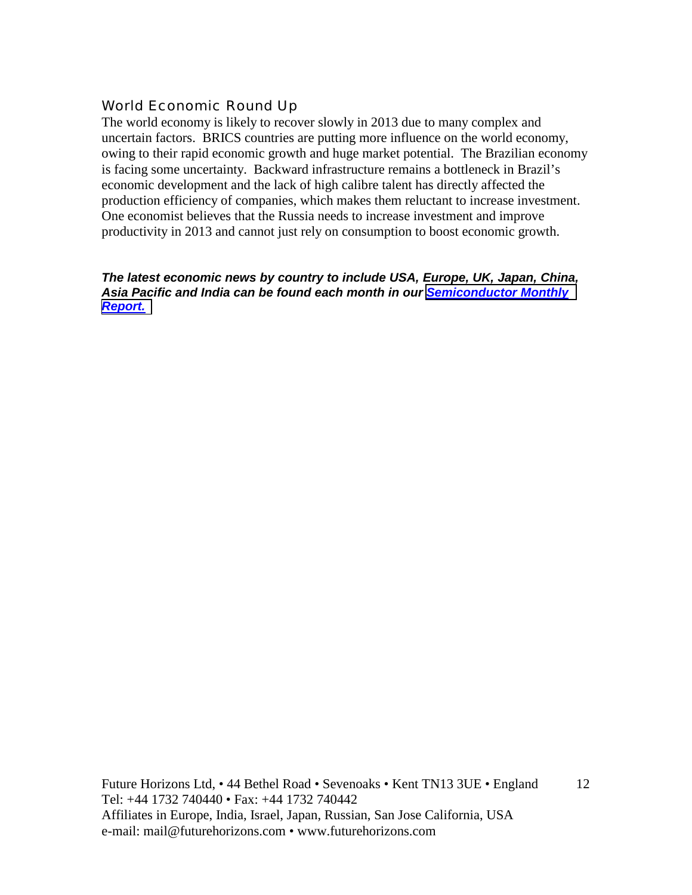## World Economic Round Up

The world economy is likely to recover slowly in 2013 due to many complex and uncertain factors. BRICS countries are putting more influence on the world economy, owing to their rapid economic growth and huge market potential. The Brazilian economy is facing some uncertainty. Backward infrastructure remains a bottleneck in Brazil's economic development and the lack of high calibre talent has directly affected the production efficiency of companies, which makes them reluctant to increase investment. One economist believes that the Russia needs to increase investment and improve productivity in 2013 and cannot just rely on consumption to boost economic growth.

***The latest economic news by country to include USA, Europe, UK, Japan, China, Asia Pacific and India can be found each month in our Semiconductor Monthly Report.***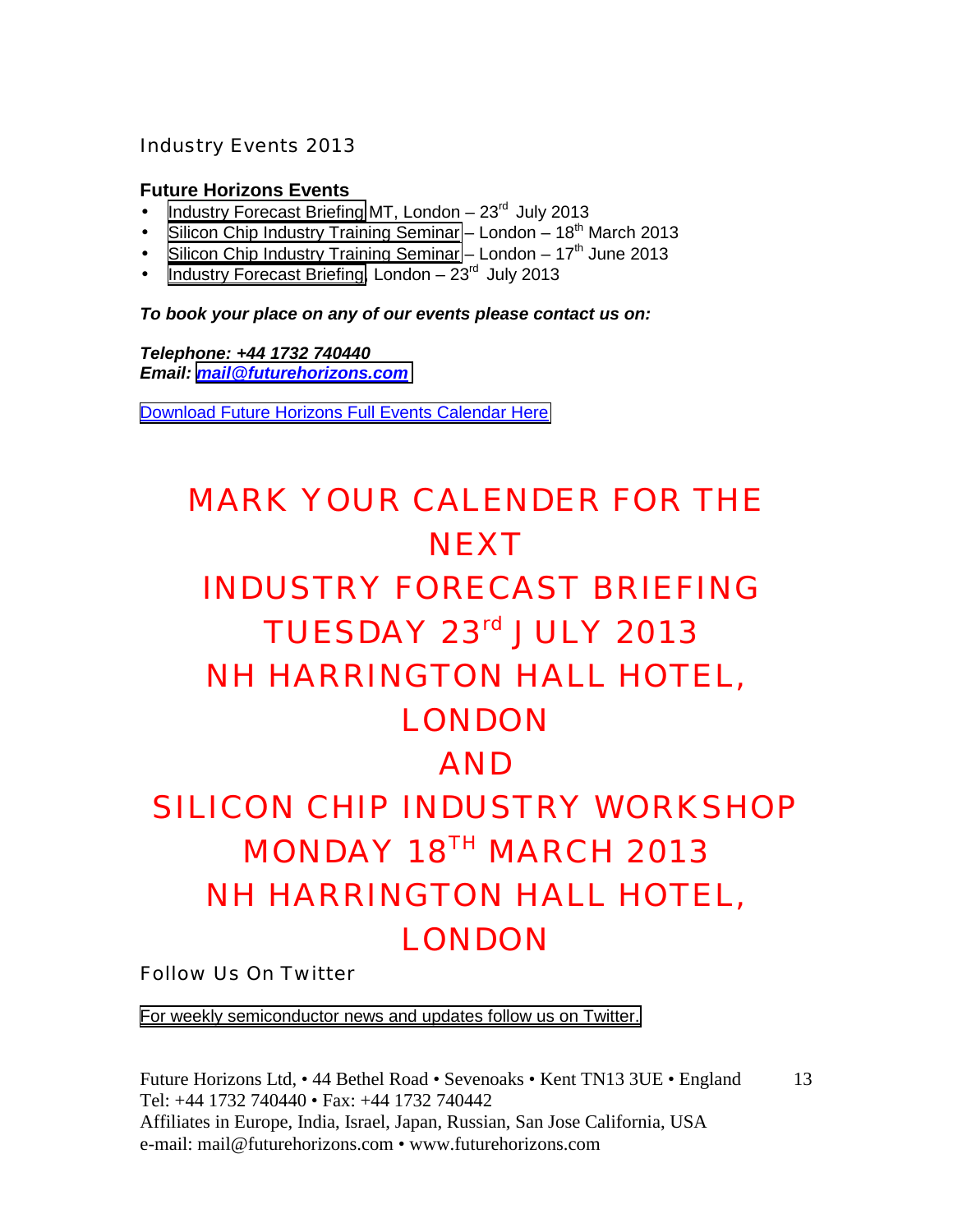## Industry Events 2013

### Future Horizons Events

- Industry Forecast Briefing MT, London – 23rd July 2013
- Silicon Chip Industry Training Seminar – London – 18th March 2013
- Silicon Chip Industry Training Seminar – London – 17th June 2013
- Industry Forecast Briefing, London – 23rd July 2013

***To book your place on any of our events please contact us on:***

***Telephone: +44 1732 740440***
***Email: mail@futurehorizons.com***

Download Future Horizons Full Events Calendar Here

# MARK YOUR CALENDER FOR THE NEXT INDUSTRY FORECAST BRIEFING TUESDAY 23rd JULY 2013 NH HARRINGTON HALL HOTEL, LONDON AND SILICON CHIP INDUSTRY WORKSHOP MONDAY 18TH MARCH 2013 NH HARRINGTON HALL HOTEL, LONDON

## Follow Us On Twitter

For weekly semiconductor news and updates follow us on Twitter.

Future Horizons Ltd, • 44 Bethel Road • Sevenoaks • Kent TN13 3UE • England
Tel: +44 1732 740440 • Fax: +44 1732 740442
Affiliates in Europe, India, Israel, Japan, Russian, San Jose California, USA
e-mail: mail@futurehorizons.com • www.futurehorizons.com